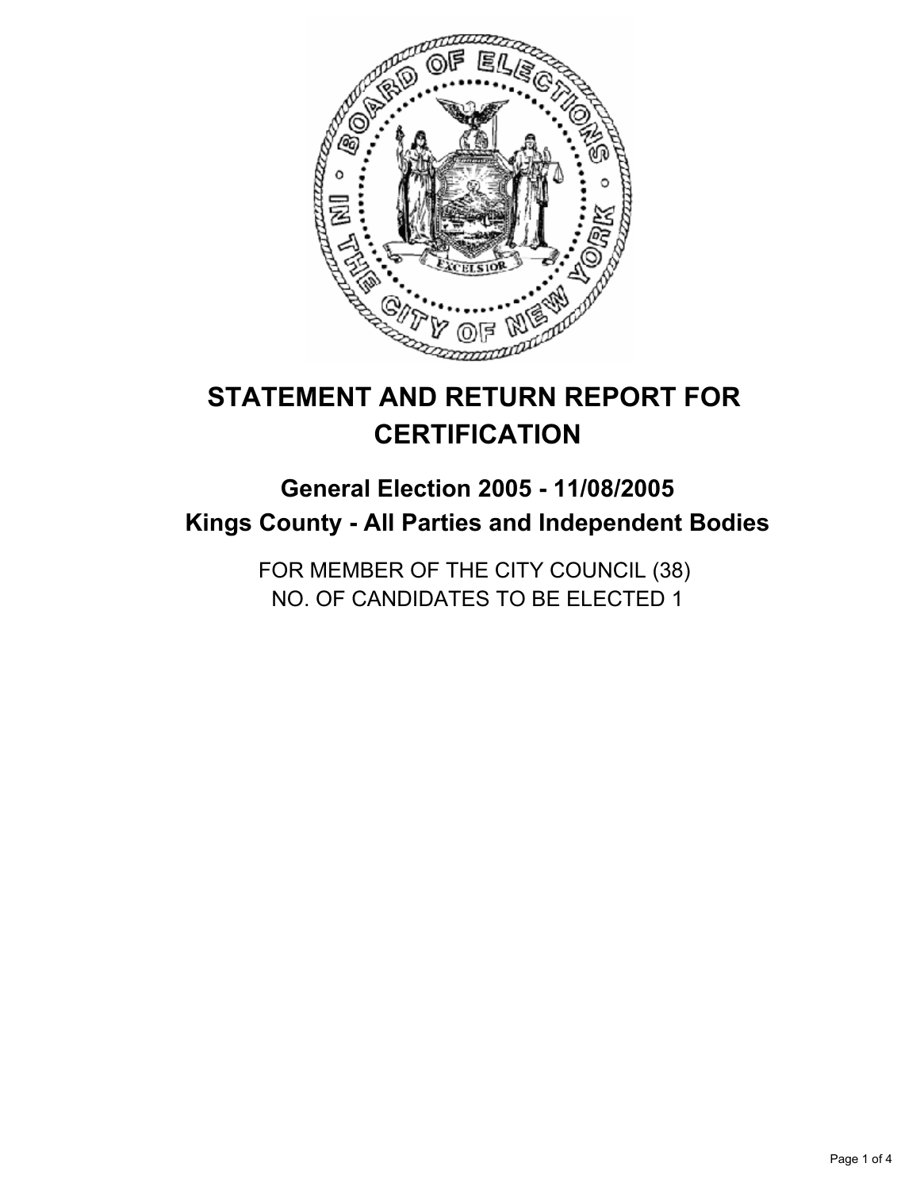# STATEMENT AND RETURN REPORT FOR CERTIFICATION

## General Election 2005 - 11/08/2005
## Kings County - All Parties and Independent Bodies

FOR MEMBER OF THE CITY COUNCIL (38)
NO. OF CANDIDATES TO BE ELECTED 1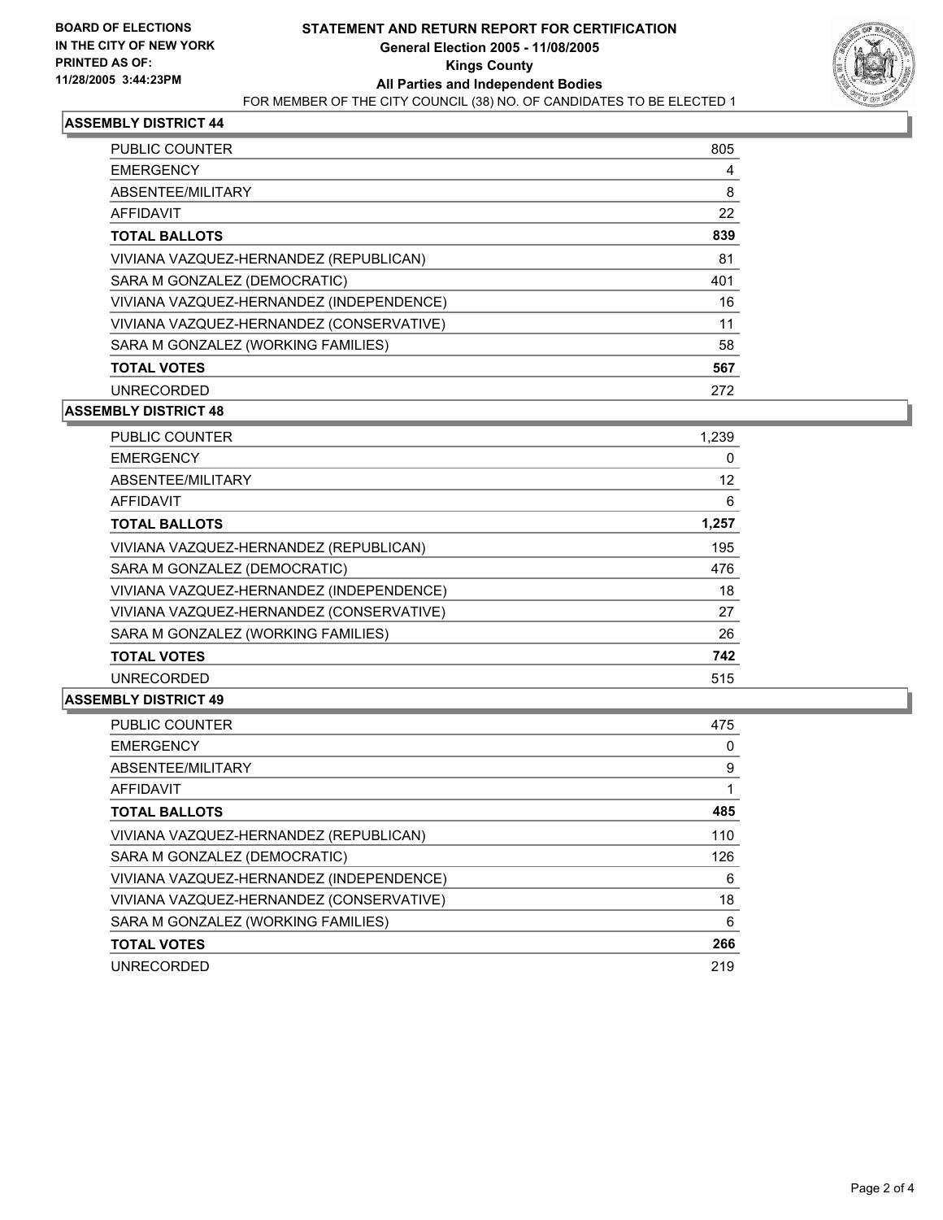**BOARD OF ELECTIONS IN THE CITY OF NEW YORK PRINTED AS OF: 11/28/2005 3:44:23PM**

# STATEMENT AND RETURN REPORT FOR CERTIFICATION
## General Election 2005 - 11/08/2005
## Kings County
## All Parties and Independent Bodies
FOR MEMBER OF THE CITY COUNCIL (38) NO. OF CANDIDATES TO BE ELECTED 1

### ASSEMBLY DISTRICT 44

| | |
|---|---|
| PUBLIC COUNTER | 805 |
| EMERGENCY | 4 |
| ABSENTEE/MILITARY | 8 |
| AFFIDAVIT | 22 |
| **TOTAL BALLOTS** | **839** |
| VIVIANA VAZQUEZ-HERNANDEZ (REPUBLICAN) | 81 |
| SARA M GONZALEZ (DEMOCRATIC) | 401 |
| VIVIANA VAZQUEZ-HERNANDEZ (INDEPENDENCE) | 16 |
| VIVIANA VAZQUEZ-HERNANDEZ (CONSERVATIVE) | 11 |
| SARA M GONZALEZ (WORKING FAMILIES) | 58 |
| **TOTAL VOTES** | **567** |
| UNRECORDED | 272 |

### ASSEMBLY DISTRICT 48

| | |
|---|---|
| PUBLIC COUNTER | 1,239 |
| EMERGENCY | 0 |
| ABSENTEE/MILITARY | 12 |
| AFFIDAVIT | 6 |
| **TOTAL BALLOTS** | **1,257** |
| VIVIANA VAZQUEZ-HERNANDEZ (REPUBLICAN) | 195 |
| SARA M GONZALEZ (DEMOCRATIC) | 476 |
| VIVIANA VAZQUEZ-HERNANDEZ (INDEPENDENCE) | 18 |
| VIVIANA VAZQUEZ-HERNANDEZ (CONSERVATIVE) | 27 |
| SARA M GONZALEZ (WORKING FAMILIES) | 26 |
| **TOTAL VOTES** | **742** |
| UNRECORDED | 515 |

### ASSEMBLY DISTRICT 49

| | |
|---|---|
| PUBLIC COUNTER | 475 |
| EMERGENCY | 0 |
| ABSENTEE/MILITARY | 9 |
| AFFIDAVIT | 1 |
| **TOTAL BALLOTS** | **485** |
| VIVIANA VAZQUEZ-HERNANDEZ (REPUBLICAN) | 110 |
| SARA M GONZALEZ (DEMOCRATIC) | 126 |
| VIVIANA VAZQUEZ-HERNANDEZ (INDEPENDENCE) | 6 |
| VIVIANA VAZQUEZ-HERNANDEZ (CONSERVATIVE) | 18 |
| SARA M GONZALEZ (WORKING FAMILIES) | 6 |
| **TOTAL VOTES** | **266** |
| UNRECORDED | 219 |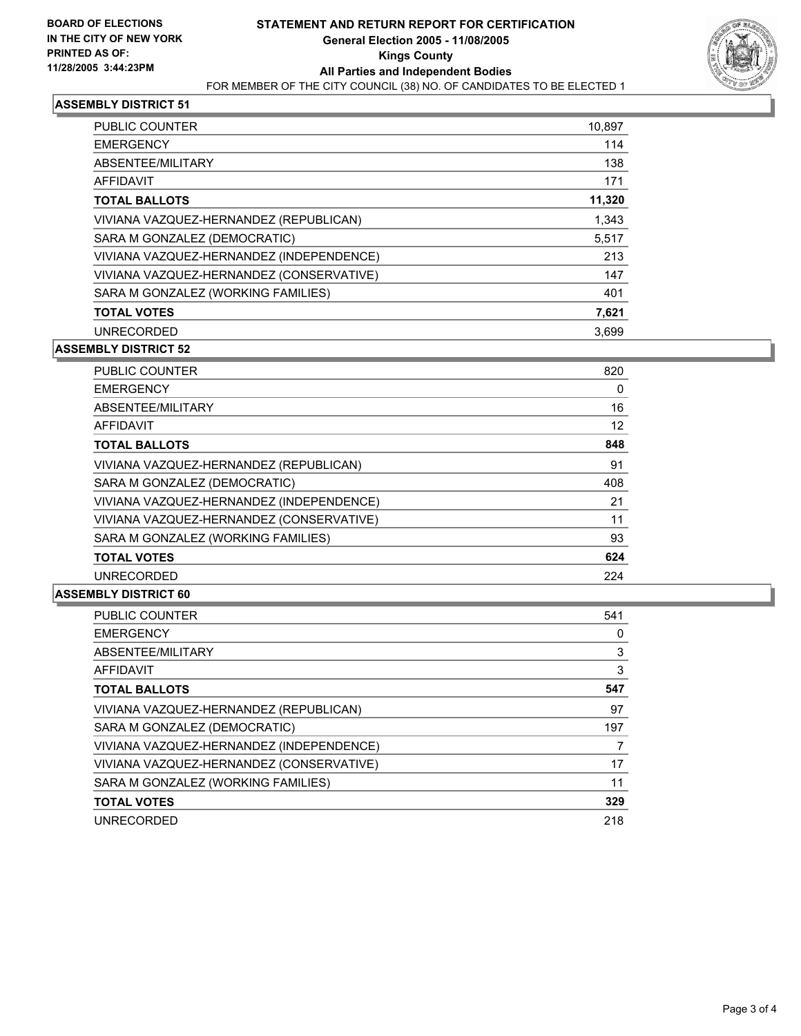**BOARD OF ELECTIONS IN THE CITY OF NEW YORK PRINTED AS OF: 11/28/2005 3:44:23PM**

# STATEMENT AND RETURN REPORT FOR CERTIFICATION
## General Election 2005 - 11/08/2005
## Kings County
## All Parties and Independent Bodies
FOR MEMBER OF THE CITY COUNCIL (38) NO. OF CANDIDATES TO BE ELECTED 1

### ASSEMBLY DISTRICT 51

| | |
|---|---|
| PUBLIC COUNTER | 10,897 |
| EMERGENCY | 114 |
| ABSENTEE/MILITARY | 138 |
| AFFIDAVIT | 171 |
| **TOTAL BALLOTS** | **11,320** |
| VIVIANA VAZQUEZ-HERNANDEZ (REPUBLICAN) | 1,343 |
| SARA M GONZALEZ (DEMOCRATIC) | 5,517 |
| VIVIANA VAZQUEZ-HERNANDEZ (INDEPENDENCE) | 213 |
| VIVIANA VAZQUEZ-HERNANDEZ (CONSERVATIVE) | 147 |
| SARA M GONZALEZ (WORKING FAMILIES) | 401 |
| **TOTAL VOTES** | **7,621** |
| UNRECORDED | 3,699 |

### ASSEMBLY DISTRICT 52

| | |
|---|---|
| PUBLIC COUNTER | 820 |
| EMERGENCY | 0 |
| ABSENTEE/MILITARY | 16 |
| AFFIDAVIT | 12 |
| **TOTAL BALLOTS** | **848** |
| VIVIANA VAZQUEZ-HERNANDEZ (REPUBLICAN) | 91 |
| SARA M GONZALEZ (DEMOCRATIC) | 408 |
| VIVIANA VAZQUEZ-HERNANDEZ (INDEPENDENCE) | 21 |
| VIVIANA VAZQUEZ-HERNANDEZ (CONSERVATIVE) | 11 |
| SARA M GONZALEZ (WORKING FAMILIES) | 93 |
| **TOTAL VOTES** | **624** |
| UNRECORDED | 224 |

### ASSEMBLY DISTRICT 60

| | |
|---|---|
| PUBLIC COUNTER | 541 |
| EMERGENCY | 0 |
| ABSENTEE/MILITARY | 3 |
| AFFIDAVIT | 3 |
| **TOTAL BALLOTS** | **547** |
| VIVIANA VAZQUEZ-HERNANDEZ (REPUBLICAN) | 97 |
| SARA M GONZALEZ (DEMOCRATIC) | 197 |
| VIVIANA VAZQUEZ-HERNANDEZ (INDEPENDENCE) | 7 |
| VIVIANA VAZQUEZ-HERNANDEZ (CONSERVATIVE) | 17 |
| SARA M GONZALEZ (WORKING FAMILIES) | 11 |
| **TOTAL VOTES** | **329** |
| UNRECORDED | 218 |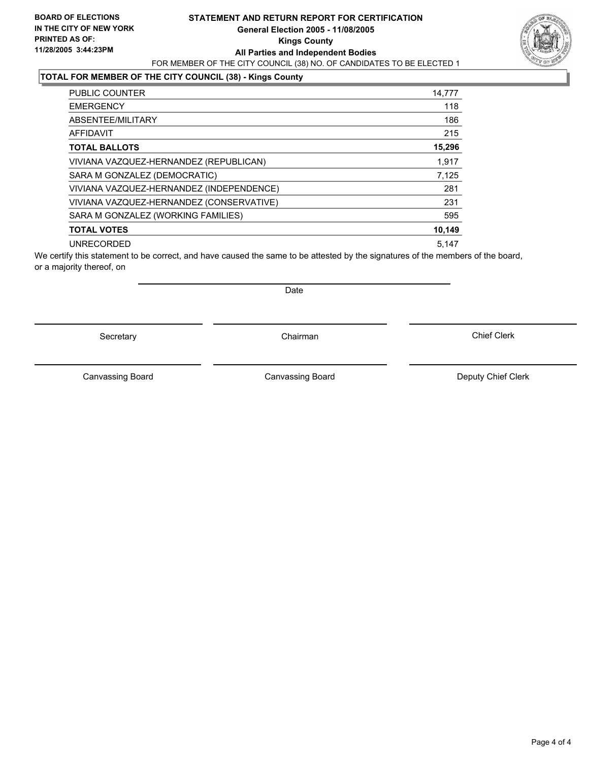**BOARD OF ELECTIONS IN THE CITY OF NEW YORK PRINTED AS OF: 11/28/2005 3:44:23PM**

**STATEMENT AND RETURN REPORT FOR CERTIFICATION**
**General Election 2005 - 11/08/2005**
**Kings County**
**All Parties and Independent Bodies**
FOR MEMBER OF THE CITY COUNCIL (38) NO. OF CANDIDATES TO BE ELECTED 1

### TOTAL FOR MEMBER OF THE CITY COUNCIL (38) - Kings County

| | |
|---|---|
| PUBLIC COUNTER | 14,777 |
| EMERGENCY | 118 |
| ABSENTEE/MILITARY | 186 |
| AFFIDAVIT | 215 |
| **TOTAL BALLOTS** | **15,296** |
| VIVIANA VAZQUEZ-HERNANDEZ (REPUBLICAN) | 1,917 |
| SARA M GONZALEZ (DEMOCRATIC) | 7,125 |
| VIVIANA VAZQUEZ-HERNANDEZ (INDEPENDENCE) | 281 |
| VIVIANA VAZQUEZ-HERNANDEZ (CONSERVATIVE) | 231 |
| SARA M GONZALEZ (WORKING FAMILIES) | 595 |
| **TOTAL VOTES** | **10,149** |
| UNRECORDED | 5,147 |

We certify this statement to be correct, and have caused the same to be attested by the signatures of the members of the board, or a majority thereof, on

Date

Secretary | Chairman | Chief Clerk

Canvassing Board | Canvassing Board | Deputy Chief Clerk